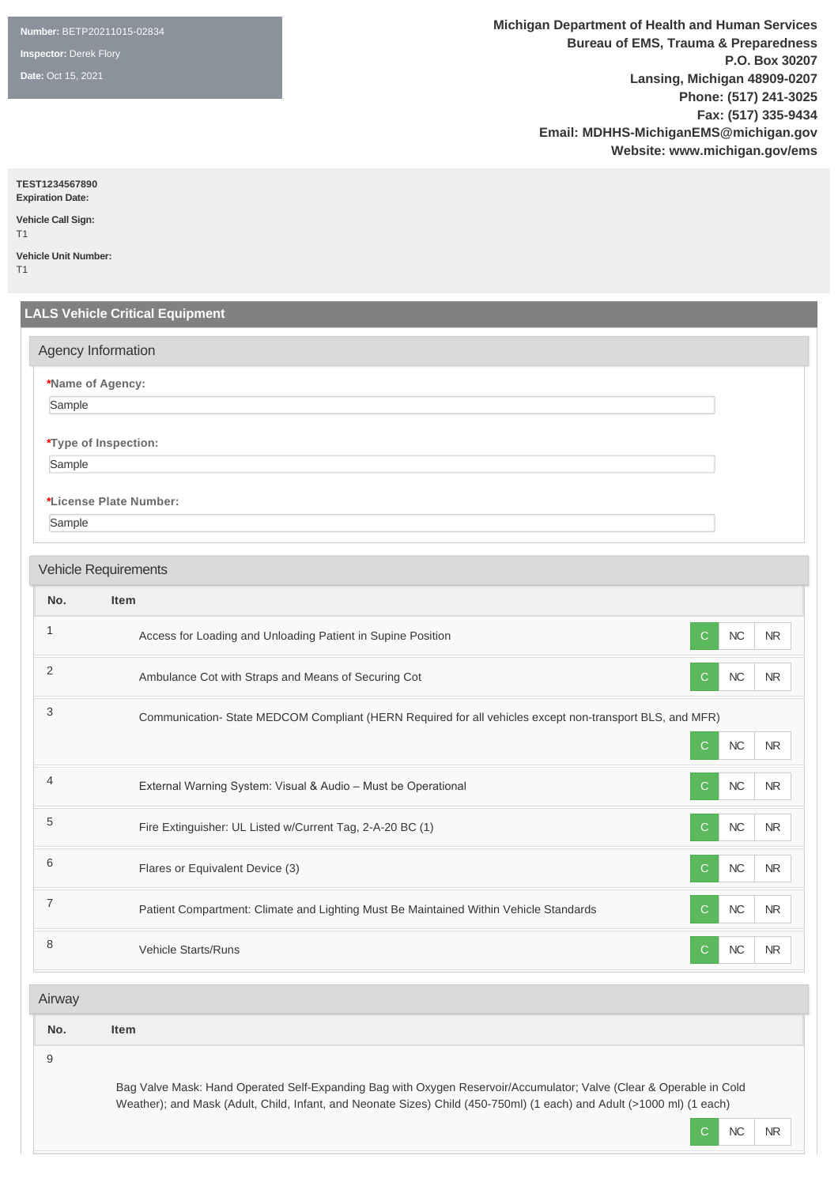**Number:** BETP20211015-02834

**Inspector:** Derek Flory

**Date:** Oct 15, 2021

**Michigan Department of Health and Human Services**
**Bureau of EMS, Trauma & Preparedness**
**P.O. Box 30207**
**Lansing, Michigan 48909-0207**
**Phone: (517) 241-3025**
**Fax: (517) 335-9434**
**Email: MDHHS-MichiganEMS@michigan.gov**
**Website: www.michigan.gov/ems**

**TEST1234567890**
**Expiration Date:**

**Vehicle Call Sign:**
T1

**Vehicle Unit Number:**
T1

## LALS Vehicle Critical Equipment

### Agency Information

***Name of Agency:**
Sample

***Type of Inspection:**
Sample

***License Plate Number:**
Sample

### Vehicle Requirements

| No. | Item | | | |
|---|---|---|---|---|
| 1 | Access for Loading and Unloading Patient in Supine Position | C | NC | NR |
| 2 | Ambulance Cot with Straps and Means of Securing Cot | C | NC | NR |
| 3 | Communication- State MEDCOM Compliant (HERN Required for all vehicles except non-transport BLS, and MFR) | C | NC | NR |
| 4 | External Warning System: Visual & Audio – Must be Operational | C | NC | NR |
| 5 | Fire Extinguisher: UL Listed w/Current Tag, 2-A-20 BC (1) | C | NC | NR |
| 6 | Flares or Equivalent Device (3) | C | NC | NR |
| 7 | Patient Compartment: Climate and Lighting Must Be Maintained Within Vehicle Standards | C | NC | NR |
| 8 | Vehicle Starts/Runs | C | NC | NR |

### Airway

| No. | Item | | | |
|---|---|---|---|---|
| 9 | Bag Valve Mask: Hand Operated Self-Expanding Bag with Oxygen Reservoir/Accumulator; Valve (Clear & Operable in Cold Weather); and Mask (Adult, Child, Infant, and Neonate Sizes) Child (450-750ml) (1 each) and Adult (>1000 ml) (1 each) | C | NC | NR |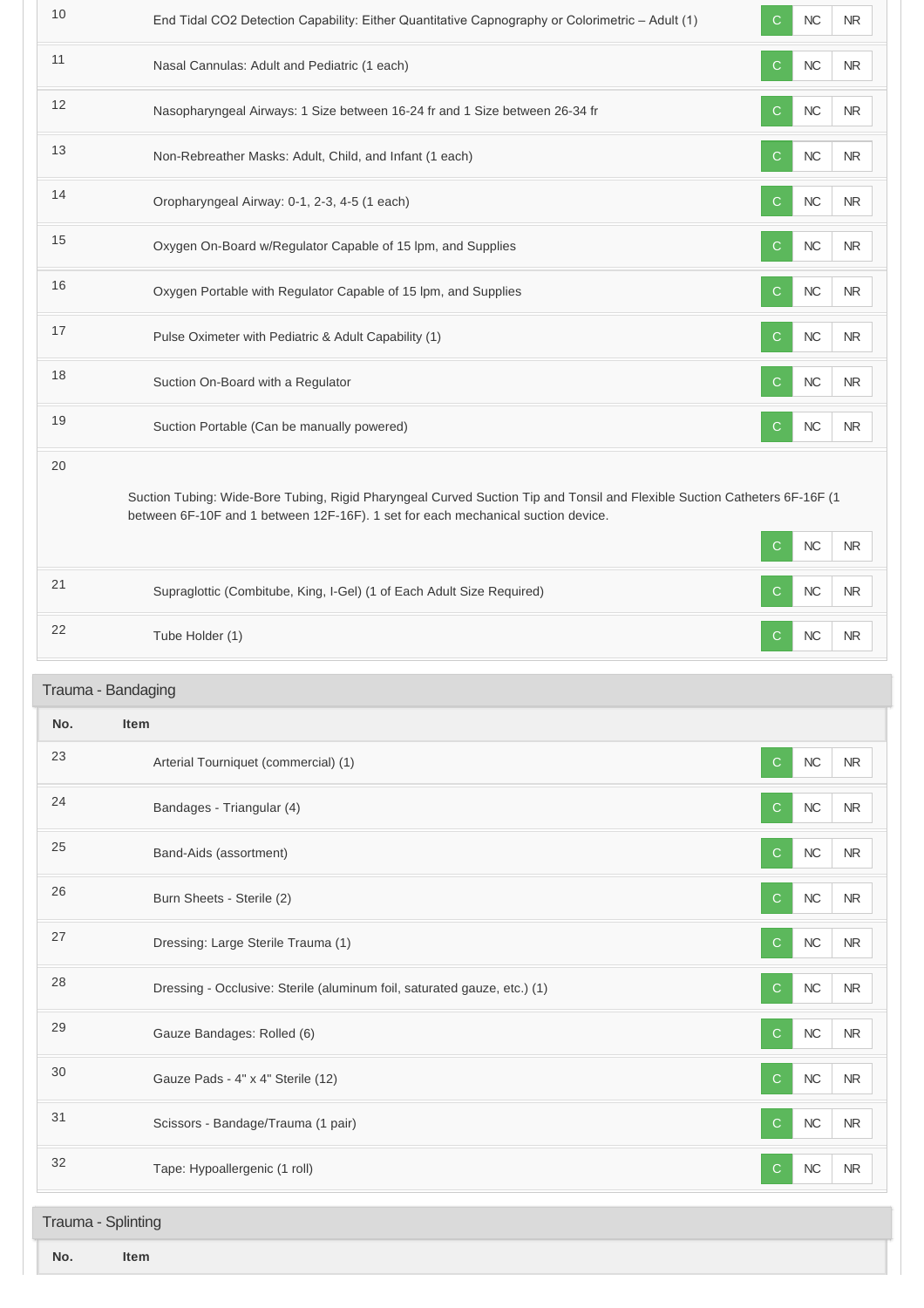| No. | Item | | | |
|---|---|---|---|---|
| 10 | End Tidal CO2 Detection Capability: Either Quantitative Capnography or Colorimetric – Adult (1) | C | NC | NR |
| 11 | Nasal Cannulas: Adult and Pediatric (1 each) | C | NC | NR |
| 12 | Nasopharyngeal Airways: 1 Size between 16-24 fr and 1 Size between 26-34 fr | C | NC | NR |
| 13 | Non-Rebreather Masks: Adult, Child, and Infant (1 each) | C | NC | NR |
| 14 | Oropharyngeal Airway: 0-1, 2-3, 4-5 (1 each) | C | NC | NR |
| 15 | Oxygen On-Board w/Regulator Capable of 15 lpm, and Supplies | C | NC | NR |
| 16 | Oxygen Portable with Regulator Capable of 15 lpm, and Supplies | C | NC | NR |
| 17 | Pulse Oximeter with Pediatric & Adult Capability (1) | C | NC | NR |
| 18 | Suction On-Board with a Regulator | C | NC | NR |
| 19 | Suction Portable (Can be manually powered) | C | NC | NR |
| 20 | Suction Tubing: Wide-Bore Tubing, Rigid Pharyngeal Curved Suction Tip and Tonsil and Flexible Suction Catheters 6F-16F (1 between 6F-10F and 1 between 12F-16F). 1 set for each mechanical suction device. | C | NC | NR |
| 21 | Supraglottic (Combitube, King, I-Gel) (1 of Each Adult Size Required) | C | NC | NR |
| 22 | Tube Holder (1) | C | NC | NR |

## Trauma - Bandaging

| No. | Item | | | |
|---|---|---|---|---|
| 23 | Arterial Tourniquet (commercial) (1) | C | NC | NR |
| 24 | Bandages - Triangular (4) | C | NC | NR |
| 25 | Band-Aids (assortment) | C | NC | NR |
| 26 | Burn Sheets - Sterile (2) | C | NC | NR |
| 27 | Dressing: Large Sterile Trauma (1) | C | NC | NR |
| 28 | Dressing - Occlusive: Sterile (aluminum foil, saturated gauze, etc.) (1) | C | NC | NR |
| 29 | Gauze Bandages: Rolled (6) | C | NC | NR |
| 30 | Gauze Pads - 4" x 4" Sterile (12) | C | NC | NR |
| 31 | Scissors - Bandage/Trauma (1 pair) | C | NC | NR |
| 32 | Tape: Hypoallergenic (1 roll) | C | NC | NR |

## Trauma - Splinting

| No. | Item |
|---|---|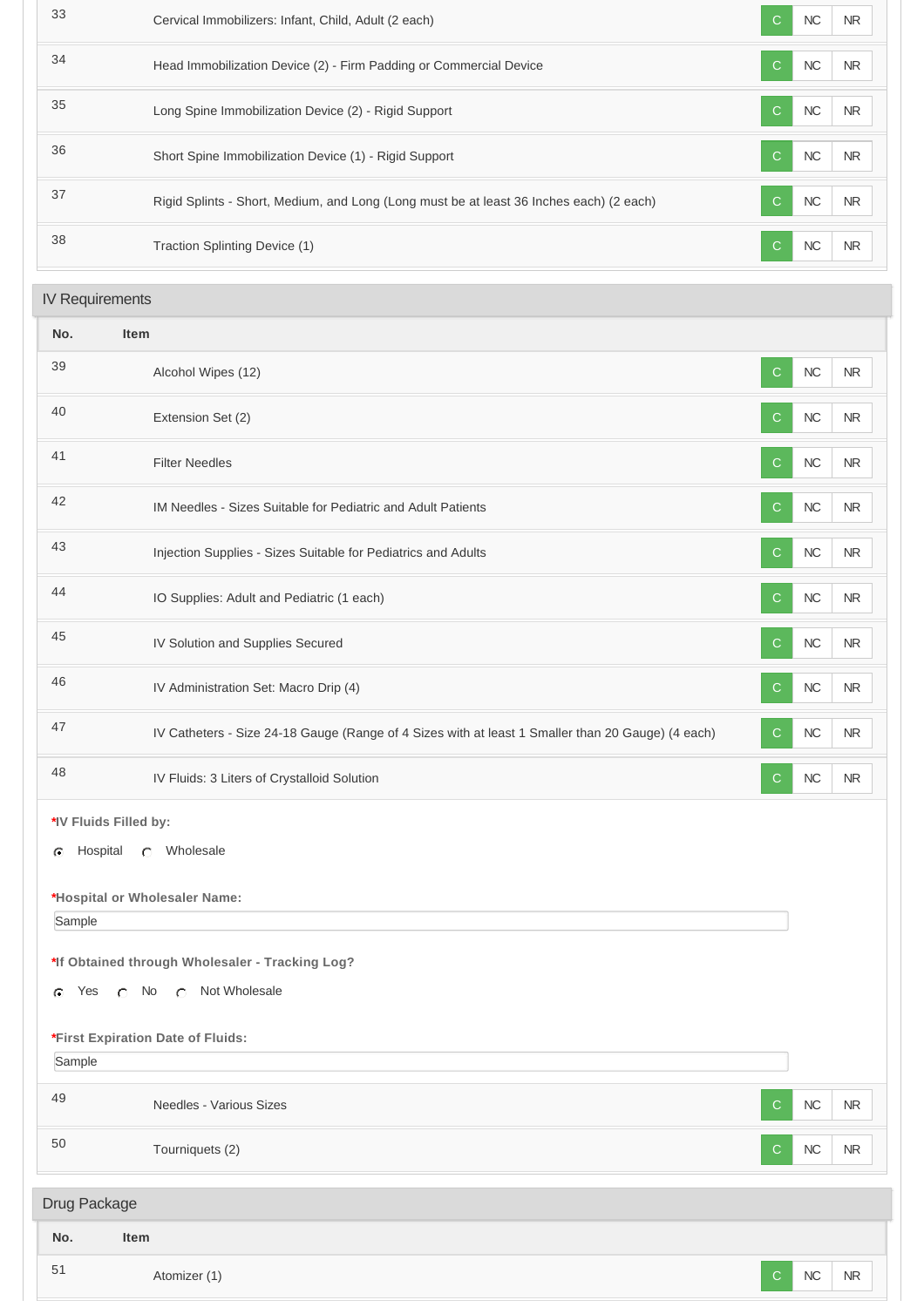| No. | Item | | | |
|---|---|---|---|---|
| 33 | Cervical Immobilizers: Infant, Child, Adult (2 each) | C | NC | NR |
| 34 | Head Immobilization Device (2) - Firm Padding or Commercial Device | C | NC | NR |
| 35 | Long Spine Immobilization Device (2) - Rigid Support | C | NC | NR |
| 36 | Short Spine Immobilization Device (1) - Rigid Support | C | NC | NR |
| 37 | Rigid Splints - Short, Medium, and Long (Long must be at least 36 Inches each) (2 each) | C | NC | NR |
| 38 | Traction Splinting Device (1) | C | NC | NR |

## IV Requirements

| No. | Item | | | |
|---|---|---|---|---|
| 39 | Alcohol Wipes (12) | C | NC | NR |
| 40 | Extension Set (2) | C | NC | NR |
| 41 | Filter Needles | C | NC | NR |
| 42 | IM Needles - Sizes Suitable for Pediatric and Adult Patients | C | NC | NR |
| 43 | Injection Supplies - Sizes Suitable for Pediatrics and Adults | C | NC | NR |
| 44 | IO Supplies: Adult and Pediatric (1 each) | C | NC | NR |
| 45 | IV Solution and Supplies Secured | C | NC | NR |
| 46 | IV Administration Set: Macro Drip (4) | C | NC | NR |
| 47 | IV Catheters - Size 24-18 Gauge (Range of 4 Sizes with at least 1 Smaller than 20 Gauge) (4 each) | C | NC | NR |
| 48 | IV Fluids: 3 Liters of Crystalloid Solution | C | NC | NR |

***IV Fluids Filled by:**

- (•) Hospital
- ( ) Wholesale

***Hospital or Wholesaler Name:**

Sample

***If Obtained through Wholesaler - Tracking Log?**

- (•) Yes
- ( ) No
- ( ) Not Wholesale

***First Expiration Date of Fluids:**

Sample

| No. | Item | | | |
|---|---|---|---|---|
| 49 | Needles - Various Sizes | C | NC | NR |
| 50 | Tourniquets (2) | C | NC | NR |

## Drug Package

| No. | Item | | | |
|---|---|---|---|---|
| 51 | Atomizer (1) | C | NC | NR |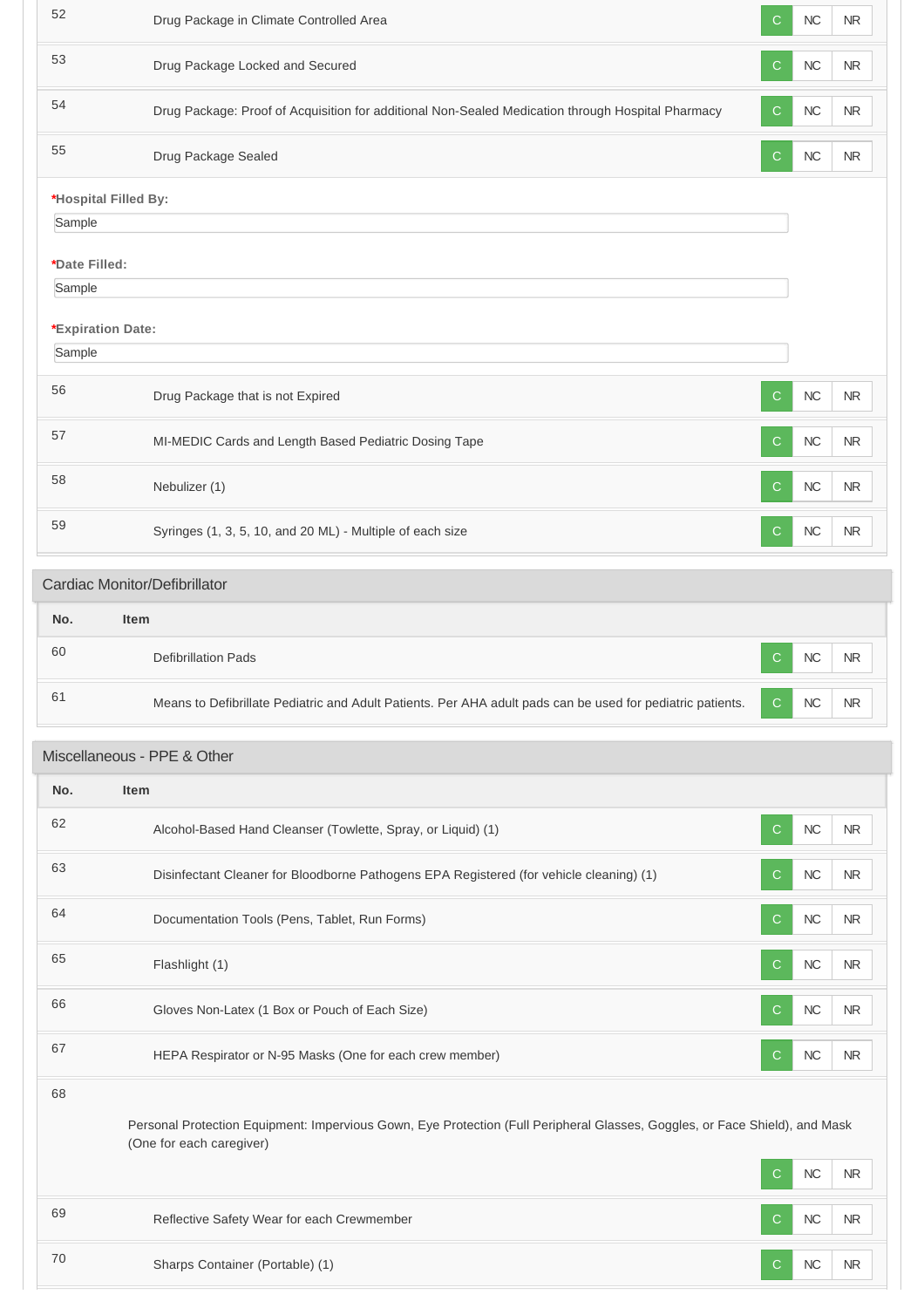| No. | Item | | | |
|---|---|---|---|---|
| 52 | Drug Package in Climate Controlled Area | C | NC | NR |
| 53 | Drug Package Locked and Secured | C | NC | NR |
| 54 | Drug Package: Proof of Acquisition for additional Non-Sealed Medication through Hospital Pharmacy | C | NC | NR |
| 55 | Drug Package Sealed | C | NC | NR |

***Hospital Filled By:**

Sample

***Date Filled:**

Sample

***Expiration Date:**

Sample

| No. | Item | | | |
|---|---|---|---|---|
| 56 | Drug Package that is not Expired | C | NC | NR |
| 57 | MI-MEDIC Cards and Length Based Pediatric Dosing Tape | C | NC | NR |
| 58 | Nebulizer (1) | C | NC | NR |
| 59 | Syringes (1, 3, 5, 10, and 20 ML) - Multiple of each size | C | NC | NR |

## Cardiac Monitor/Defibrillator

| No. | Item | | | |
|---|---|---|---|---|
| 60 | Defibrillation Pads | C | NC | NR |
| 61 | Means to Defibrillate Pediatric and Adult Patients. Per AHA adult pads can be used for pediatric patients. | C | NC | NR |

## Miscellaneous - PPE & Other

| No. | Item | | | |
|---|---|---|---|---|
| 62 | Alcohol-Based Hand Cleanser (Towlette, Spray, or Liquid) (1) | C | NC | NR |
| 63 | Disinfectant Cleaner for Bloodborne Pathogens EPA Registered (for vehicle cleaning) (1) | C | NC | NR |
| 64 | Documentation Tools (Pens, Tablet, Run Forms) | C | NC | NR |
| 65 | Flashlight (1) | C | NC | NR |
| 66 | Gloves Non-Latex (1 Box or Pouch of Each Size) | C | NC | NR |
| 67 | HEPA Respirator or N-95 Masks (One for each crew member) | C | NC | NR |
| 68 | Personal Protection Equipment: Impervious Gown, Eye Protection (Full Peripheral Glasses, Goggles, or Face Shield), and Mask (One for each caregiver) | C | NC | NR |
| 69 | Reflective Safety Wear for each Crewmember | C | NC | NR |
| 70 | Sharps Container (Portable) (1) | C | NC | NR |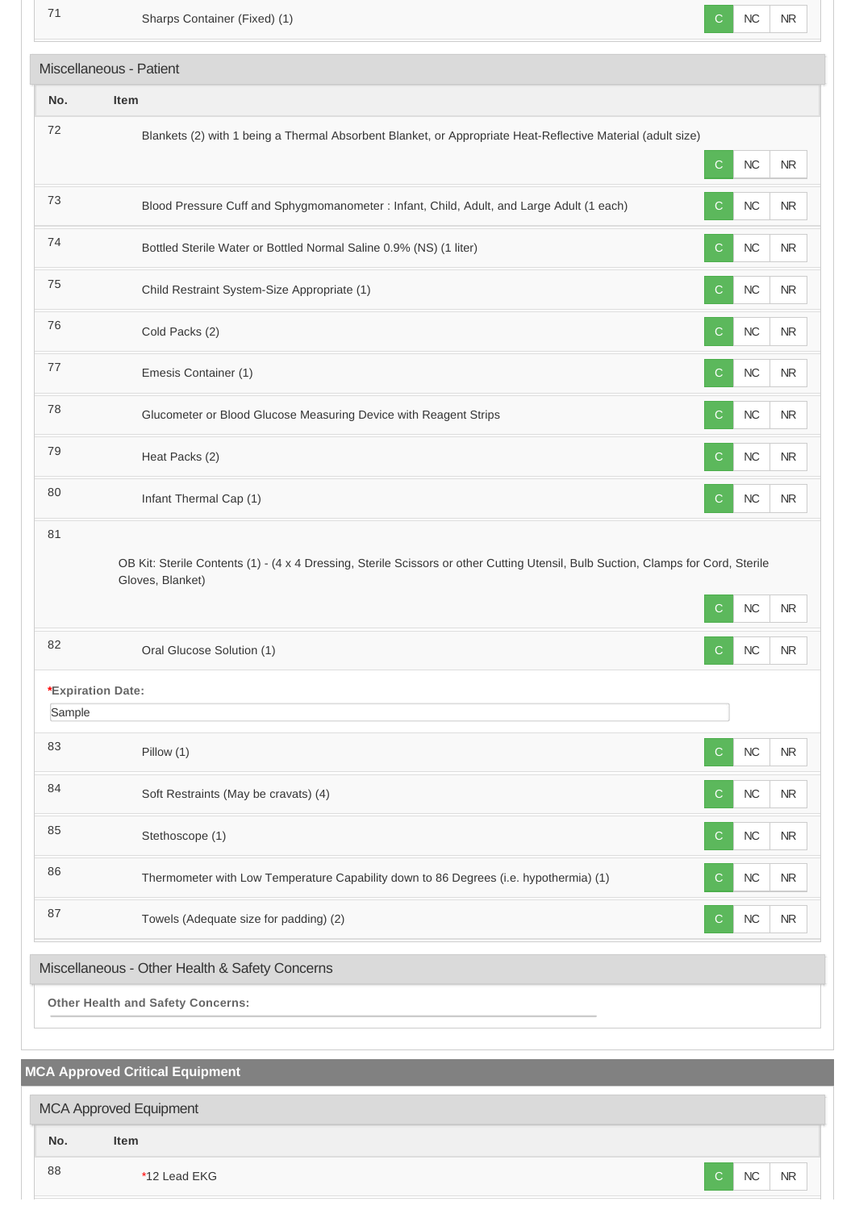| No. | Item | | | |
|---|---|---|---|---|
| 71 | Sharps Container (Fixed) (1) | C | NC | NR |

## Miscellaneous - Patient

| No. | Item | | | |
|---|---|---|---|---|
| 72 | Blankets (2) with 1 being a Thermal Absorbent Blanket, or Appropriate Heat-Reflective Material (adult size) | C | NC | NR |
| 73 | Blood Pressure Cuff and Sphygmomanometer : Infant, Child, Adult, and Large Adult (1 each) | C | NC | NR |
| 74 | Bottled Sterile Water or Bottled Normal Saline 0.9% (NS) (1 liter) | C | NC | NR |
| 75 | Child Restraint System-Size Appropriate (1) | C | NC | NR |
| 76 | Cold Packs (2) | C | NC | NR |
| 77 | Emesis Container (1) | C | NC | NR |
| 78 | Glucometer or Blood Glucose Measuring Device with Reagent Strips | C | NC | NR |
| 79 | Heat Packs (2) | C | NC | NR |
| 80 | Infant Thermal Cap (1) | C | NC | NR |
| 81 | OB Kit: Sterile Contents (1) - (4 x 4 Dressing, Sterile Scissors or other Cutting Utensil, Bulb Suction, Clamps for Cord, Sterile Gloves, Blanket) | C | NC | NR |
| 82 | Oral Glucose Solution (1) | C | NC | NR |

***Expiration Date:**

Sample

| No. | Item | | | |
|---|---|---|---|---|
| 83 | Pillow (1) | C | NC | NR |
| 84 | Soft Restraints (May be cravats) (4) | C | NC | NR |
| 85 | Stethoscope (1) | C | NC | NR |
| 86 | Thermometer with Low Temperature Capability down to 86 Degrees (i.e. hypothermia) (1) | C | NC | NR |
| 87 | Towels (Adequate size for padding) (2) | C | NC | NR |

## Miscellaneous - Other Health & Safety Concerns

**Other Health and Safety Concerns:**

# MCA Approved Critical Equipment

## MCA Approved Equipment

| No. | Item | | | |
|---|---|---|---|---|
| 88 | *12 Lead EKG | C | NC | NR |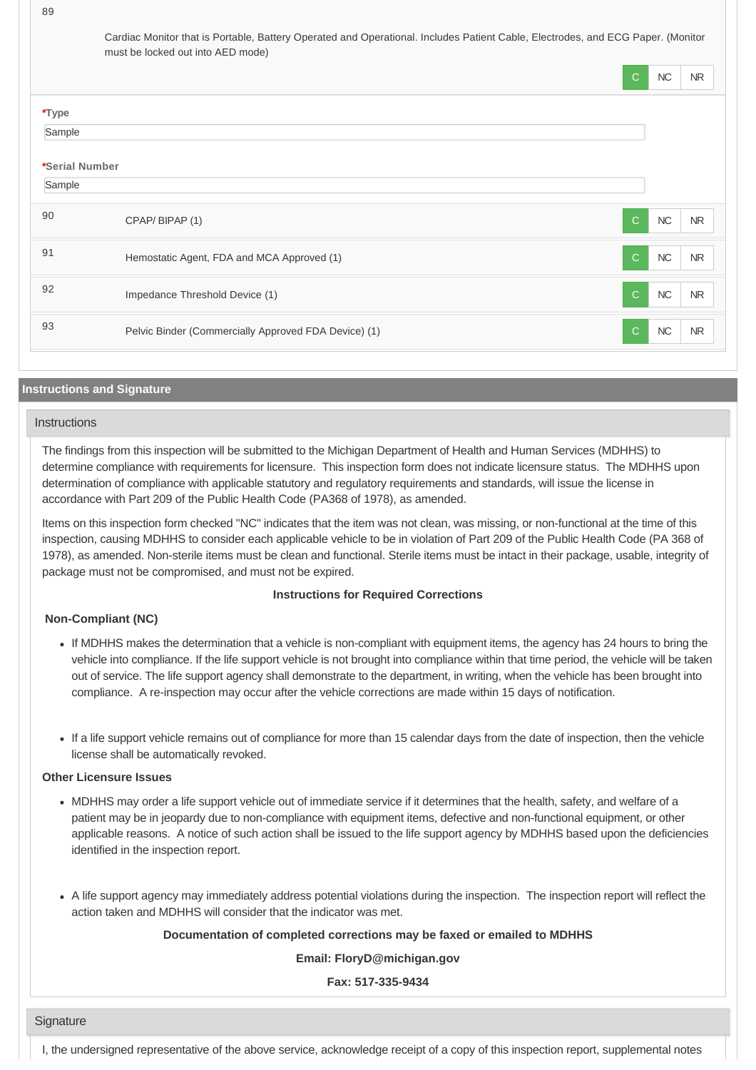| | | |
|---|---|---|
| 89 | Cardiac Monitor that is Portable, Battery Operated and Operational. Includes Patient Cable, Electrodes, and ECG Paper. (Monitor must be locked out into AED mode) | C NC NR |

**\*Type**

Sample

**\*Serial Number**

Sample

| | | |
|---|---|---|
| 90 | CPAP/ BIPAP (1) | C NC NR |
| 91 | Hemostatic Agent, FDA and MCA Approved (1) | C NC NR |
| 92 | Impedance Threshold Device (1) | C NC NR |
| 93 | Pelvic Binder (Commercially Approved FDA Device) (1) | C NC NR |

## Instructions and Signature

### Instructions

The findings from this inspection will be submitted to the Michigan Department of Health and Human Services (MDHHS) to determine compliance with requirements for licensure. This inspection form does not indicate licensure status. The MDHHS upon determination of compliance with applicable statutory and regulatory requirements and standards, will issue the license in accordance with Part 209 of the Public Health Code (PA368 of 1978), as amended.

Items on this inspection form checked "NC" indicates that the item was not clean, was missing, or non-functional at the time of this inspection, causing MDHHS to consider each applicable vehicle to be in violation of Part 209 of the Public Health Code (PA 368 of 1978), as amended. Non-sterile items must be clean and functional. Sterile items must be intact in their package, usable, integrity of package must not be compromised, and must not be expired.

**Instructions for Required Corrections**

**Non-Compliant (NC)**

- If MDHHS makes the determination that a vehicle is non-compliant with equipment items, the agency has 24 hours to bring the vehicle into compliance. If the life support vehicle is not brought into compliance within that time period, the vehicle will be taken out of service. The life support agency shall demonstrate to the department, in writing, when the vehicle has been brought into compliance. A re-inspection may occur after the vehicle corrections are made within 15 days of notification.

- If a life support vehicle remains out of compliance for more than 15 calendar days from the date of inspection, then the vehicle license shall be automatically revoked.

**Other Licensure Issues**

- MDHHS may order a life support vehicle out of immediate service if it determines that the health, safety, and welfare of a patient may be in jeopardy due to non-compliance with equipment items, defective and non-functional equipment, or other applicable reasons. A notice of such action shall be issued to the life support agency by MDHHS based upon the deficiencies identified in the inspection report.

- A life support agency may immediately address potential violations during the inspection. The inspection report will reflect the action taken and MDHHS will consider that the indicator was met.

**Documentation of completed corrections may be faxed or emailed to MDHHS**

**Email: FloryD@michigan.gov**

**Fax: 517-335-9434**

### Signature

I, the undersigned representative of the above service, acknowledge receipt of a copy of this inspection report, supplemental notes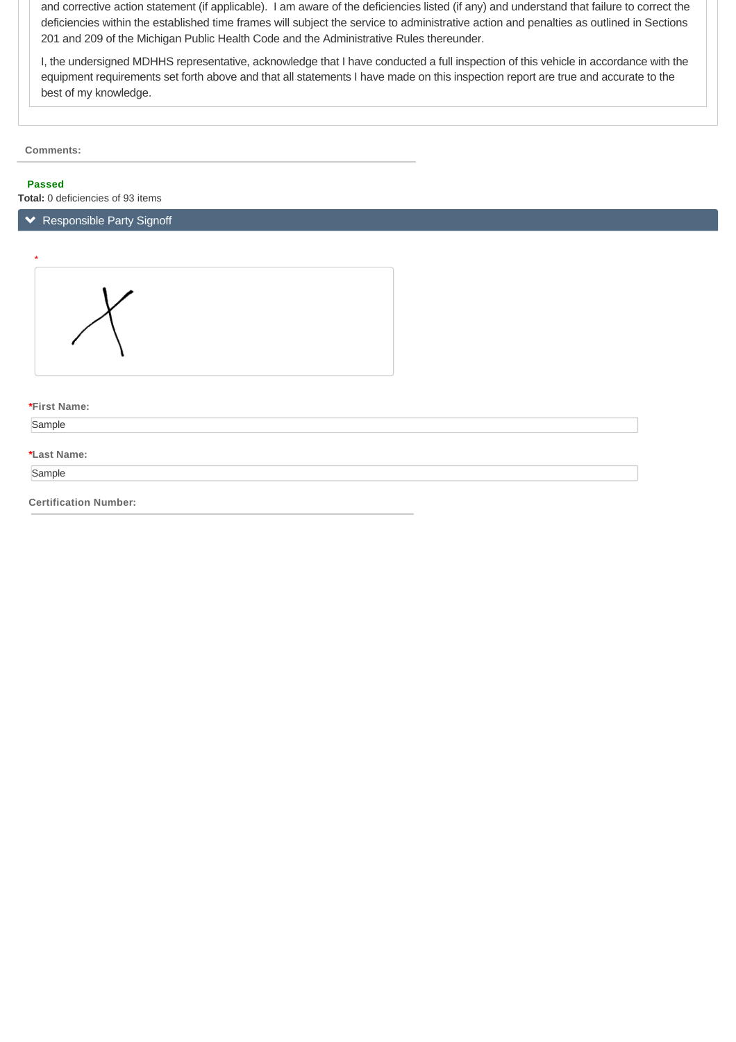and corrective action statement (if applicable). I am aware of the deficiencies listed (if any) and understand that failure to correct the deficiencies within the established time frames will subject the service to administrative action and penalties as outlined in Sections 201 and 209 of the Michigan Public Health Code and the Administrative Rules thereunder.

I, the undersigned MDHHS representative, acknowledge that I have conducted a full inspection of this vehicle in accordance with the equipment requirements set forth above and that all statements I have made on this inspection report are true and accurate to the best of my knowledge.

**Comments:**

**Passed**

**Total:** 0 deficiencies of 93 items

## Responsible Party Signoff

*

**\*First Name:** Sample

**\*Last Name:** Sample

**Certification Number:**